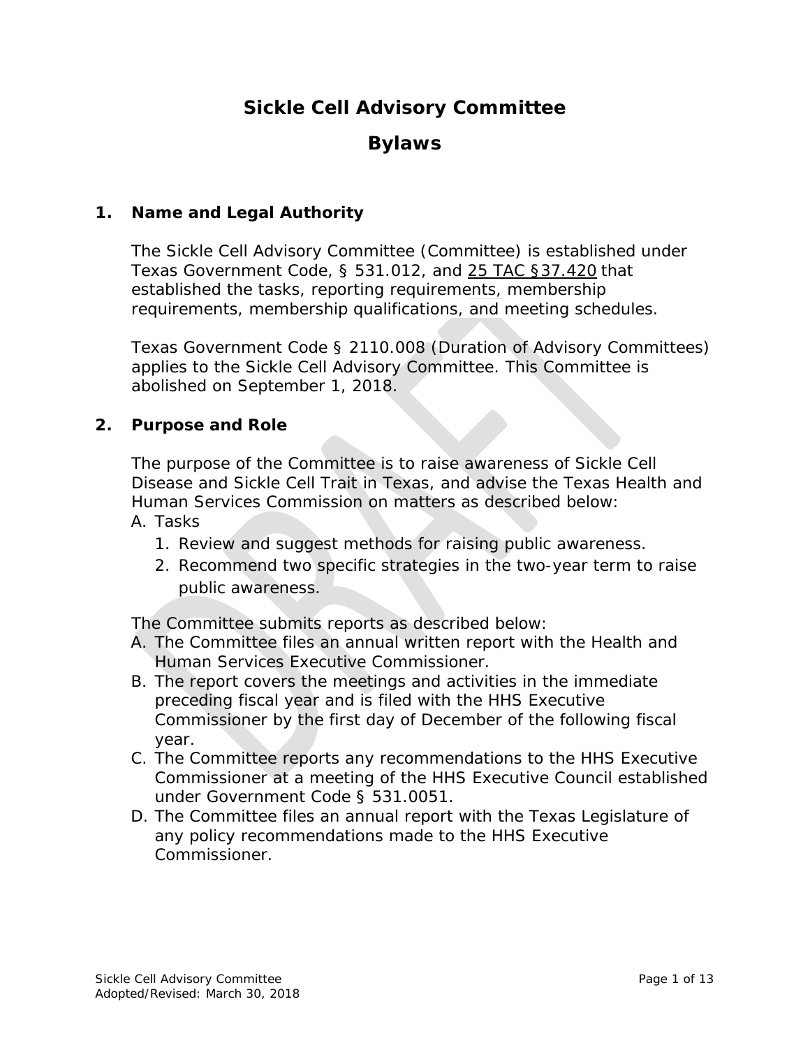# Sickle Cell Advisory Committee

# Bylaws

## 1. Name and Legal Authority

The Sickle Cell Advisory Committee (Committee) is established under Texas Government Code, § 531.012, and 25 TAC §37.420 that established the tasks, reporting requirements, membership requirements, membership qualifications, and meeting schedules.

Texas Government Code § 2110.008 (Duration of Advisory Committees) applies to the Sickle Cell Advisory Committee. This Committee is abolished on September 1, 2018.

## 2. Purpose and Role

The purpose of the Committee is to raise awareness of Sickle Cell Disease and Sickle Cell Trait in Texas, and advise the Texas Health and Human Services Commission on matters as described below:

A. Tasks
   1. Review and suggest methods for raising public awareness.
   2. Recommend two specific strategies in the two-year term to raise public awareness.

The Committee submits reports as described below:

A. The Committee files an annual written report with the Health and Human Services Executive Commissioner.
B. The report covers the meetings and activities in the immediate preceding fiscal year and is filed with the HHS Executive Commissioner by the first day of December of the following fiscal year.
C. The Committee reports any recommendations to the HHS Executive Commissioner at a meeting of the HHS Executive Council established under Government Code § 531.0051.
D. The Committee files an annual report with the Texas Legislature of any policy recommendations made to the HHS Executive Commissioner.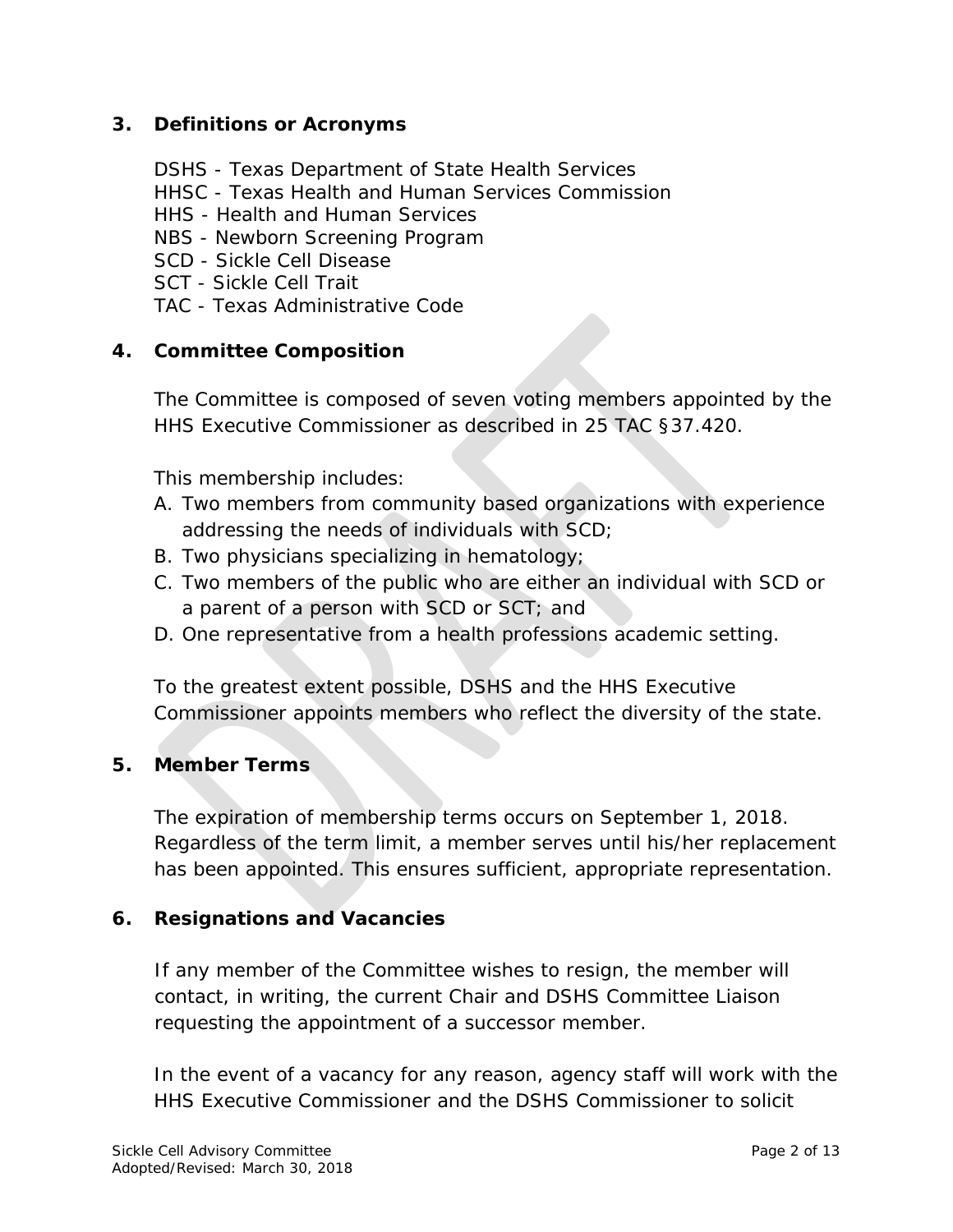## 3. Definitions or Acronyms

DSHS - Texas Department of State Health Services
HHSC - Texas Health and Human Services Commission
HHS - Health and Human Services
NBS - Newborn Screening Program
SCD - Sickle Cell Disease
SCT - Sickle Cell Trait
TAC - Texas Administrative Code

## 4. Committee Composition

The Committee is composed of seven voting members appointed by the HHS Executive Commissioner as described in 25 TAC §37.420.

This membership includes:

A. Two members from community based organizations with experience addressing the needs of individuals with SCD;
B. Two physicians specializing in hematology;
C. Two members of the public who are either an individual with SCD or a parent of a person with SCD or SCT; and
D. One representative from a health professions academic setting.

To the greatest extent possible, DSHS and the HHS Executive Commissioner appoints members who reflect the diversity of the state.

## 5. Member Terms

The expiration of membership terms occurs on September 1, 2018. Regardless of the term limit, a member serves until his/her replacement has been appointed. This ensures sufficient, appropriate representation.

## 6. Resignations and Vacancies

If any member of the Committee wishes to resign, the member will contact, in writing, the current Chair and DSHS Committee Liaison requesting the appointment of a successor member.

In the event of a vacancy for any reason, agency staff will work with the HHS Executive Commissioner and the DSHS Commissioner to solicit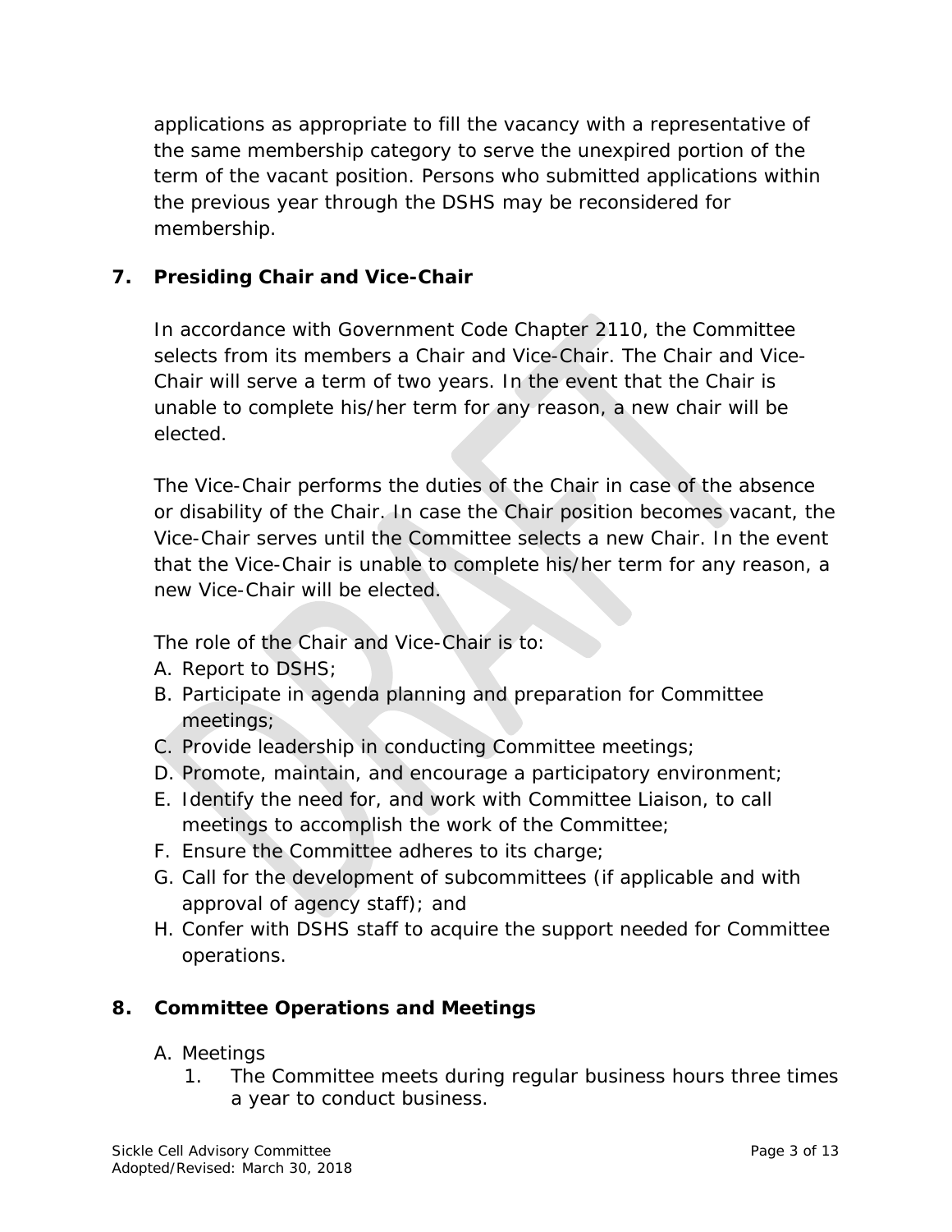applications as appropriate to fill the vacancy with a representative of the same membership category to serve the unexpired portion of the term of the vacant position. Persons who submitted applications within the previous year through the DSHS may be reconsidered for membership.

## 7. Presiding Chair and Vice-Chair

In accordance with Government Code Chapter 2110, the Committee selects from its members a Chair and Vice-Chair. The Chair and Vice-Chair will serve a term of two years. In the event that the Chair is unable to complete his/her term for any reason, a new chair will be elected.

The Vice-Chair performs the duties of the Chair in case of the absence or disability of the Chair. In case the Chair position becomes vacant, the Vice-Chair serves until the Committee selects a new Chair. In the event that the Vice-Chair is unable to complete his/her term for any reason, a new Vice-Chair will be elected.

The role of the Chair and Vice-Chair is to:

A. Report to DSHS;
B. Participate in agenda planning and preparation for Committee meetings;
C. Provide leadership in conducting Committee meetings;
D. Promote, maintain, and encourage a participatory environment;
E. Identify the need for, and work with Committee Liaison, to call meetings to accomplish the work of the Committee;
F. Ensure the Committee adheres to its charge;
G. Call for the development of subcommittees (if applicable and with approval of agency staff); and
H. Confer with DSHS staff to acquire the support needed for Committee operations.

## 8. Committee Operations and Meetings

A. Meetings
   1. The Committee meets during regular business hours three times a year to conduct business.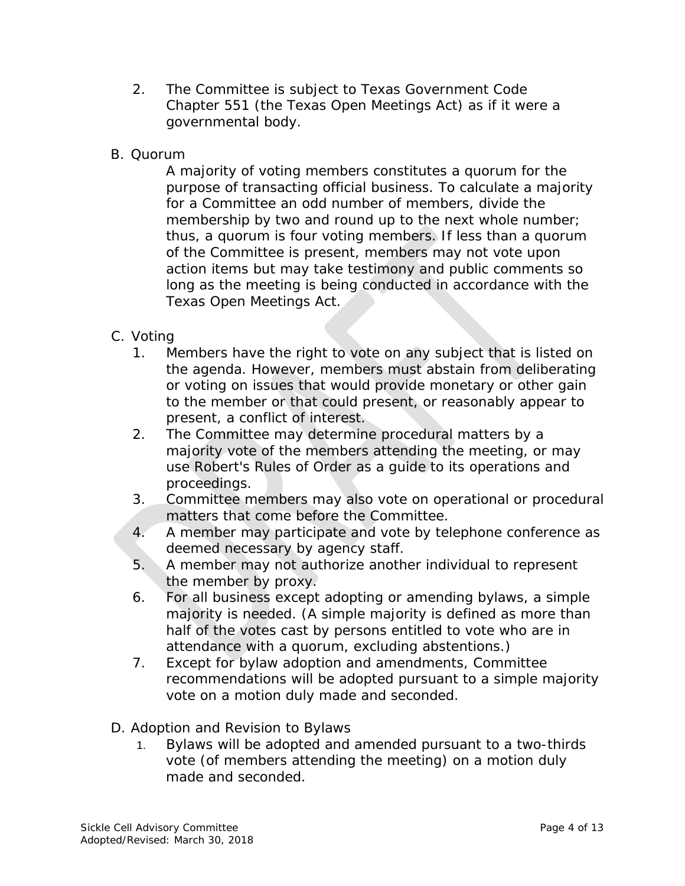2. The Committee is subject to Texas Government Code Chapter 551 (the Texas Open Meetings Act) as if it were a governmental body.

B. Quorum

A majority of voting members constitutes a quorum for the purpose of transacting official business. To calculate a majority for a Committee an odd number of members, divide the membership by two and round up to the next whole number; thus, a quorum is four voting members. If less than a quorum of the Committee is present, members may not vote upon action items but may take testimony and public comments so long as the meeting is being conducted in accordance with the Texas Open Meetings Act.

C. Voting

1. Members have the right to vote on any subject that is listed on the agenda. However, members must abstain from deliberating or voting on issues that would provide monetary or other gain to the member or that could present, or reasonably appear to present, a conflict of interest.
2. The Committee may determine procedural matters by a majority vote of the members attending the meeting, or may use Robert's Rules of Order as a guide to its operations and proceedings.
3. Committee members may also vote on operational or procedural matters that come before the Committee.
4. A member may participate and vote by telephone conference as deemed necessary by agency staff.
5. A member may not authorize another individual to represent the member by proxy.
6. For all business except adopting or amending bylaws, a simple majority is needed. (A simple majority is defined as more than half of the votes cast by persons entitled to vote who are in attendance with a quorum, excluding abstentions.)
7. Except for bylaw adoption and amendments, Committee recommendations will be adopted pursuant to a simple majority vote on a motion duly made and seconded.

D. Adoption and Revision to Bylaws

1. Bylaws will be adopted and amended pursuant to a two-thirds vote (of members attending the meeting) on a motion duly made and seconded.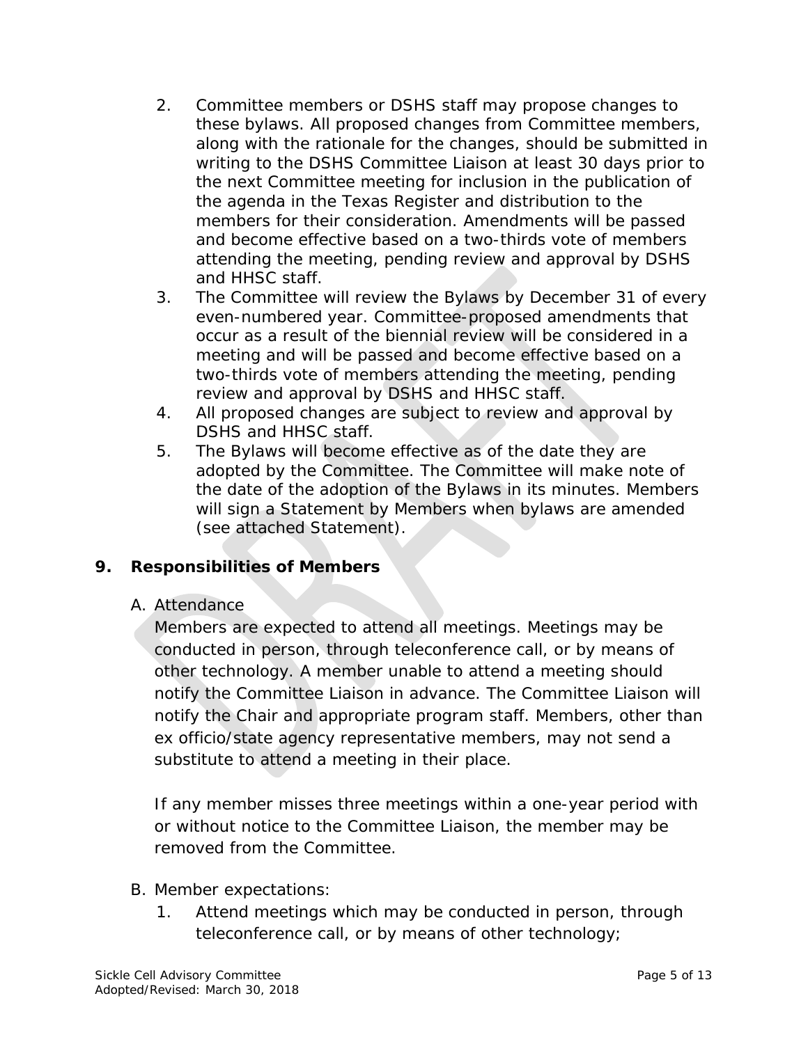2. Committee members or DSHS staff may propose changes to these bylaws. All proposed changes from Committee members, along with the rationale for the changes, should be submitted in writing to the DSHS Committee Liaison at least 30 days prior to the next Committee meeting for inclusion in the publication of the agenda in the Texas Register and distribution to the members for their consideration. Amendments will be passed and become effective based on a two-thirds vote of members attending the meeting, pending review and approval by DSHS and HHSC staff.
3. The Committee will review the Bylaws by December 31 of every even-numbered year. Committee-proposed amendments that occur as a result of the biennial review will be considered in a meeting and will be passed and become effective based on a two-thirds vote of members attending the meeting, pending review and approval by DSHS and HHSC staff.
4. All proposed changes are subject to review and approval by DSHS and HHSC staff.
5. The Bylaws will become effective as of the date they are adopted by the Committee. The Committee will make note of the date of the adoption of the Bylaws in its minutes. Members will sign a Statement by Members when bylaws are amended (see attached Statement).

## 9. Responsibilities of Members

A. Attendance

Members are expected to attend all meetings. Meetings may be conducted in person, through teleconference call, or by means of other technology. A member unable to attend a meeting should notify the Committee Liaison in advance. The Committee Liaison will notify the Chair and appropriate program staff. Members, other than ex officio/state agency representative members, may not send a substitute to attend a meeting in their place.

If any member misses three meetings within a one-year period with or without notice to the Committee Liaison, the member may be removed from the Committee.

B. Member expectations:

1. Attend meetings which may be conducted in person, through teleconference call, or by means of other technology;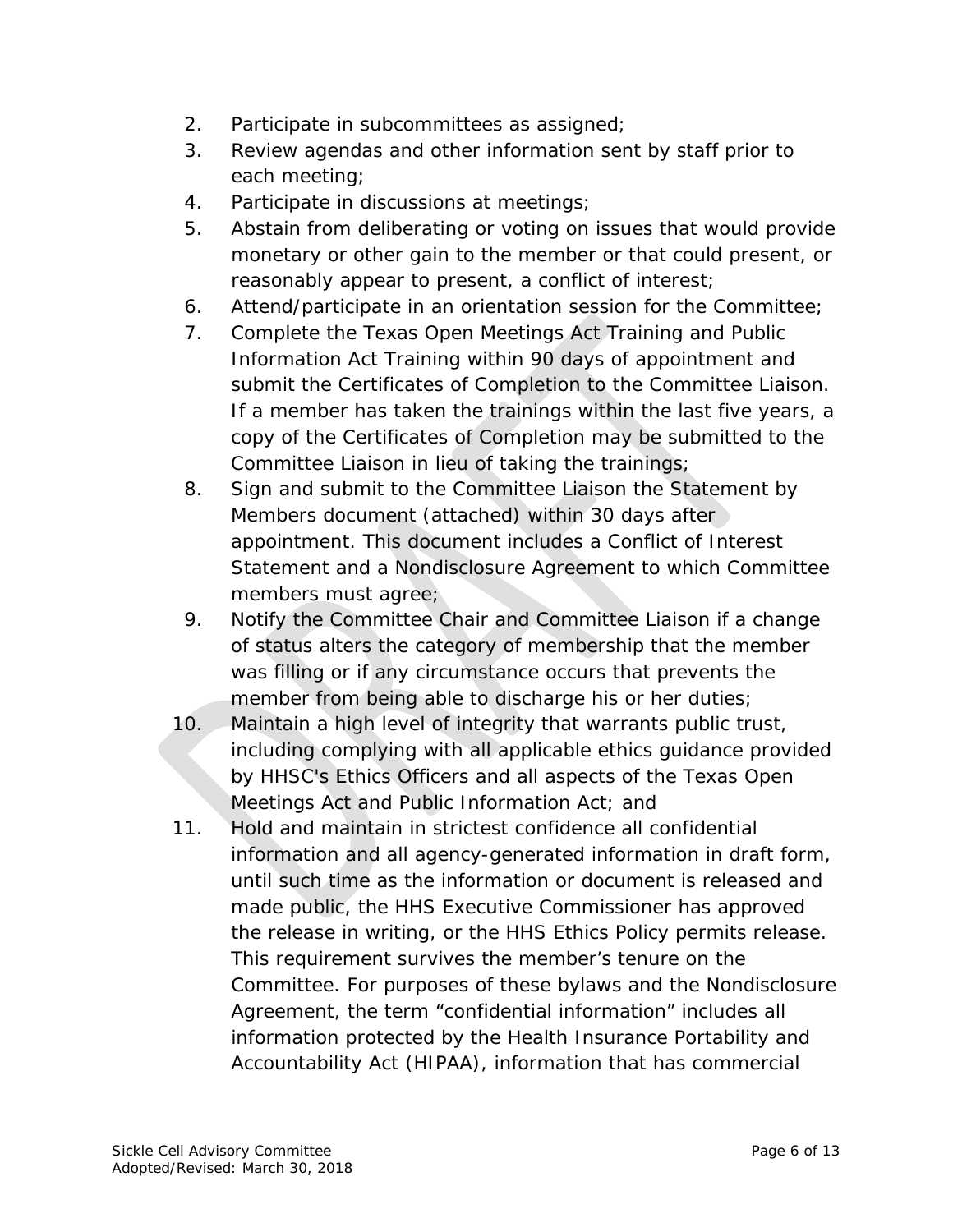2. Participate in subcommittees as assigned;
3. Review agendas and other information sent by staff prior to each meeting;
4. Participate in discussions at meetings;
5. Abstain from deliberating or voting on issues that would provide monetary or other gain to the member or that could present, or reasonably appear to present, a conflict of interest;
6. Attend/participate in an orientation session for the Committee;
7. Complete the Texas Open Meetings Act Training and Public Information Act Training within 90 days of appointment and submit the Certificates of Completion to the Committee Liaison. If a member has taken the trainings within the last five years, a copy of the Certificates of Completion may be submitted to the Committee Liaison in lieu of taking the trainings;
8. Sign and submit to the Committee Liaison the Statement by Members document (attached) within 30 days after appointment. This document includes a Conflict of Interest Statement and a Nondisclosure Agreement to which Committee members must agree;
9. Notify the Committee Chair and Committee Liaison if a change of status alters the category of membership that the member was filling or if any circumstance occurs that prevents the member from being able to discharge his or her duties;
10. Maintain a high level of integrity that warrants public trust, including complying with all applicable ethics guidance provided by HHSC's Ethics Officers and all aspects of the Texas Open Meetings Act and Public Information Act; and
11. Hold and maintain in strictest confidence all confidential information and all agency-generated information in draft form, until such time as the information or document is released and made public, the HHS Executive Commissioner has approved the release in writing, or the HHS Ethics Policy permits release. This requirement survives the member's tenure on the Committee. For purposes of these bylaws and the Nondisclosure Agreement, the term "confidential information" includes all information protected by the Health Insurance Portability and Accountability Act (HIPAA), information that has commercial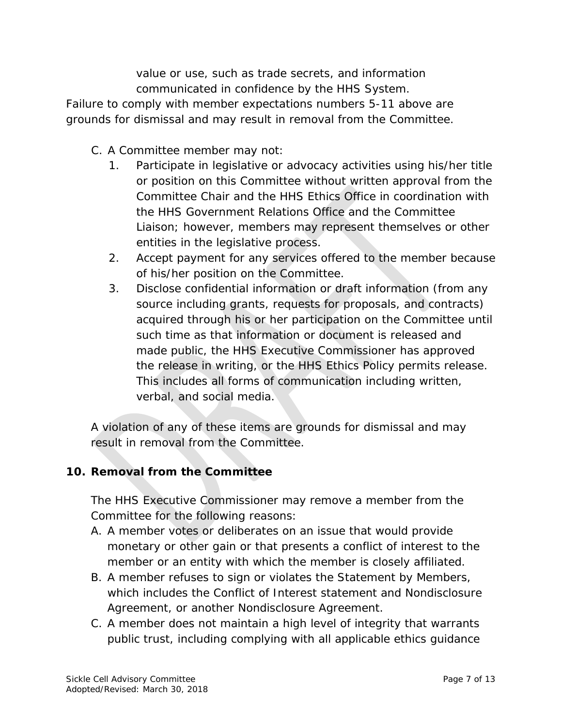value or use, such as trade secrets, and information communicated in confidence by the HHS System.

Failure to comply with member expectations numbers 5-11 above are grounds for dismissal and may result in removal from the Committee.

C. A Committee member may not:
   1. Participate in legislative or advocacy activities using his/her title or position on this Committee without written approval from the Committee Chair and the HHS Ethics Office in coordination with the HHS Government Relations Office and the Committee Liaison; however, members may represent themselves or other entities in the legislative process.
   2. Accept payment for any services offered to the member because of his/her position on the Committee.
   3. Disclose confidential information or draft information (from any source including grants, requests for proposals, and contracts) acquired through his or her participation on the Committee until such time as that information or document is released and made public, the HHS Executive Commissioner has approved the release in writing, or the HHS Ethics Policy permits release. This includes all forms of communication including written, verbal, and social media.

A violation of any of these items are grounds for dismissal and may result in removal from the Committee.

## 10. Removal from the Committee

The HHS Executive Commissioner may remove a member from the Committee for the following reasons:

A. A member votes or deliberates on an issue that would provide monetary or other gain or that presents a conflict of interest to the member or an entity with which the member is closely affiliated.
B. A member refuses to sign or violates the Statement by Members, which includes the Conflict of Interest statement and Nondisclosure Agreement, or another Nondisclosure Agreement.
C. A member does not maintain a high level of integrity that warrants public trust, including complying with all applicable ethics guidance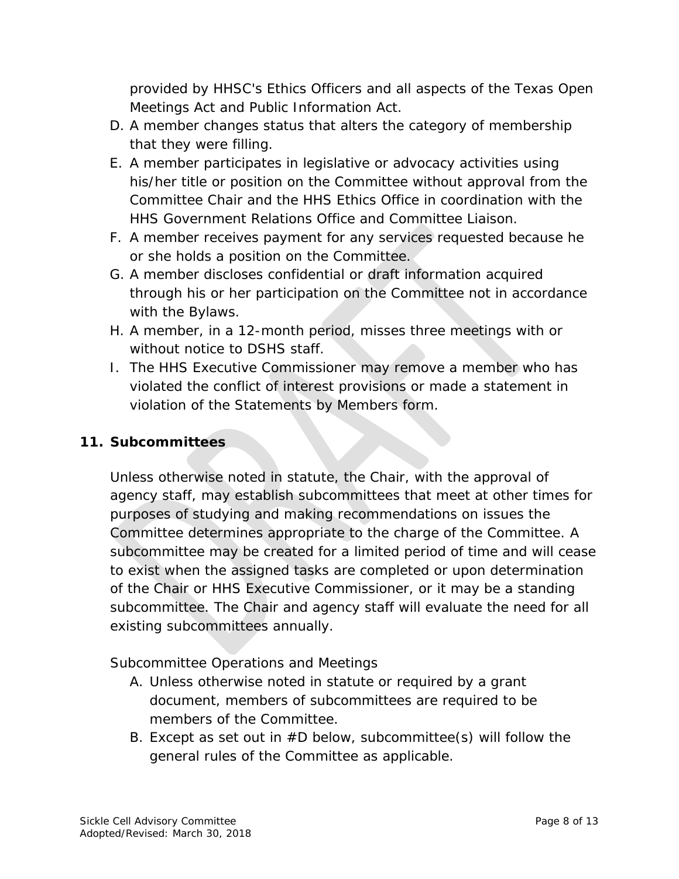provided by HHSC's Ethics Officers and all aspects of the Texas Open Meetings Act and Public Information Act.

D. A member changes status that alters the category of membership that they were filling.
E. A member participates in legislative or advocacy activities using his/her title or position on the Committee without approval from the Committee Chair and the HHS Ethics Office in coordination with the HHS Government Relations Office and Committee Liaison.
F. A member receives payment for any services requested because he or she holds a position on the Committee.
G. A member discloses confidential or draft information acquired through his or her participation on the Committee not in accordance with the Bylaws.
H. A member, in a 12-month period, misses three meetings with or without notice to DSHS staff.
I. The HHS Executive Commissioner may remove a member who has violated the conflict of interest provisions or made a statement in violation of the Statements by Members form.

## 11. Subcommittees

Unless otherwise noted in statute, the Chair, with the approval of agency staff, may establish subcommittees that meet at other times for purposes of studying and making recommendations on issues the Committee determines appropriate to the charge of the Committee. A subcommittee may be created for a limited period of time and will cease to exist when the assigned tasks are completed or upon determination of the Chair or HHS Executive Commissioner, or it may be a standing subcommittee. The Chair and agency staff will evaluate the need for all existing subcommittees annually.

Subcommittee Operations and Meetings

A. Unless otherwise noted in statute or required by a grant document, members of subcommittees are required to be members of the Committee.
B. Except as set out in #D below, subcommittee(s) will follow the general rules of the Committee as applicable.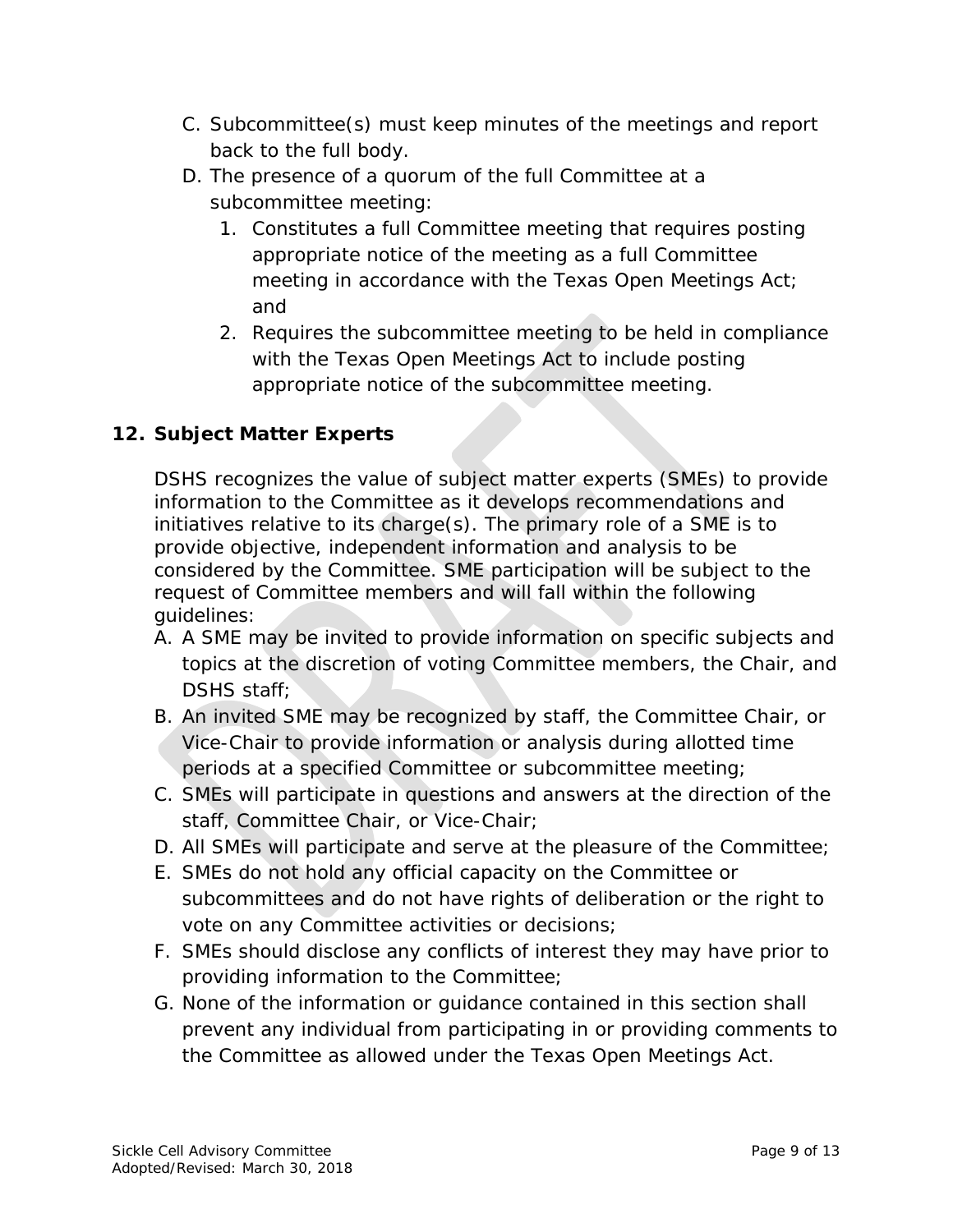C. Subcommittee(s) must keep minutes of the meetings and report back to the full body.

D. The presence of a quorum of the full Committee at a subcommittee meeting:

   1. Constitutes a full Committee meeting that requires posting appropriate notice of the meeting as a full Committee meeting in accordance with the Texas Open Meetings Act; and
   2. Requires the subcommittee meeting to be held in compliance with the Texas Open Meetings Act to include posting appropriate notice of the subcommittee meeting.

## 12. Subject Matter Experts

DSHS recognizes the value of subject matter experts (SMEs) to provide information to the Committee as it develops recommendations and initiatives relative to its charge(s). The primary role of a SME is to provide objective, independent information and analysis to be considered by the Committee. SME participation will be subject to the request of Committee members and will fall within the following guidelines:

A. A SME may be invited to provide information on specific subjects and topics at the discretion of voting Committee members, the Chair, and DSHS staff;

B. An invited SME may be recognized by staff, the Committee Chair, or Vice-Chair to provide information or analysis during allotted time periods at a specified Committee or subcommittee meeting;

C. SMEs will participate in questions and answers at the direction of the staff, Committee Chair, or Vice-Chair;

D. All SMEs will participate and serve at the pleasure of the Committee;

E. SMEs do not hold any official capacity on the Committee or subcommittees and do not have rights of deliberation or the right to vote on any Committee activities or decisions;

F. SMEs should disclose any conflicts of interest they may have prior to providing information to the Committee;

G. None of the information or guidance contained in this section shall prevent any individual from participating in or providing comments to the Committee as allowed under the Texas Open Meetings Act.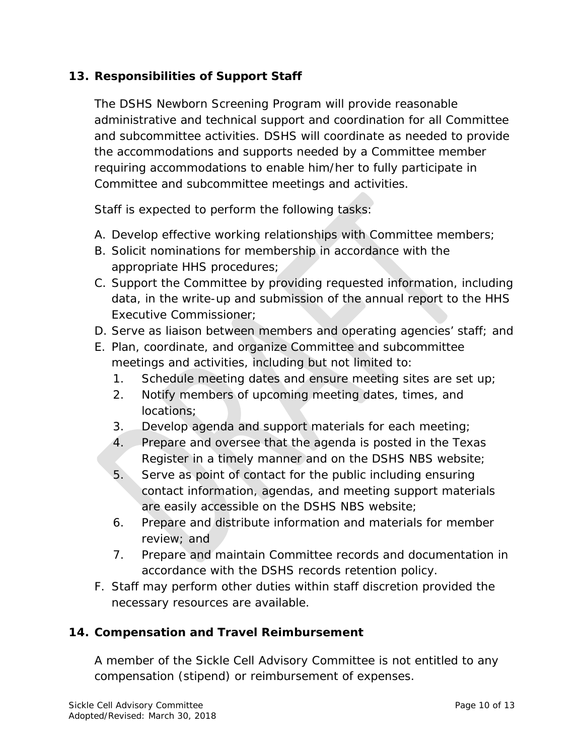## 13. Responsibilities of Support Staff

The DSHS Newborn Screening Program will provide reasonable administrative and technical support and coordination for all Committee and subcommittee activities. DSHS will coordinate as needed to provide the accommodations and supports needed by a Committee member requiring accommodations to enable him/her to fully participate in Committee and subcommittee meetings and activities.

Staff is expected to perform the following tasks:

A. Develop effective working relationships with Committee members;
B. Solicit nominations for membership in accordance with the appropriate HHS procedures;
C. Support the Committee by providing requested information, including data, in the write-up and submission of the annual report to the HHS Executive Commissioner;
D. Serve as liaison between members and operating agencies' staff; and
E. Plan, coordinate, and organize Committee and subcommittee meetings and activities, including but not limited to:
    1. Schedule meeting dates and ensure meeting sites are set up;
    2. Notify members of upcoming meeting dates, times, and locations;
    3. Develop agenda and support materials for each meeting;
    4. Prepare and oversee that the agenda is posted in the Texas Register in a timely manner and on the DSHS NBS website;
    5. Serve as point of contact for the public including ensuring contact information, agendas, and meeting support materials are easily accessible on the DSHS NBS website;
    6. Prepare and distribute information and materials for member review; and
    7. Prepare and maintain Committee records and documentation in accordance with the DSHS records retention policy.
F. Staff may perform other duties within staff discretion provided the necessary resources are available.

## 14. Compensation and Travel Reimbursement

A member of the Sickle Cell Advisory Committee is not entitled to any compensation (stipend) or reimbursement of expenses.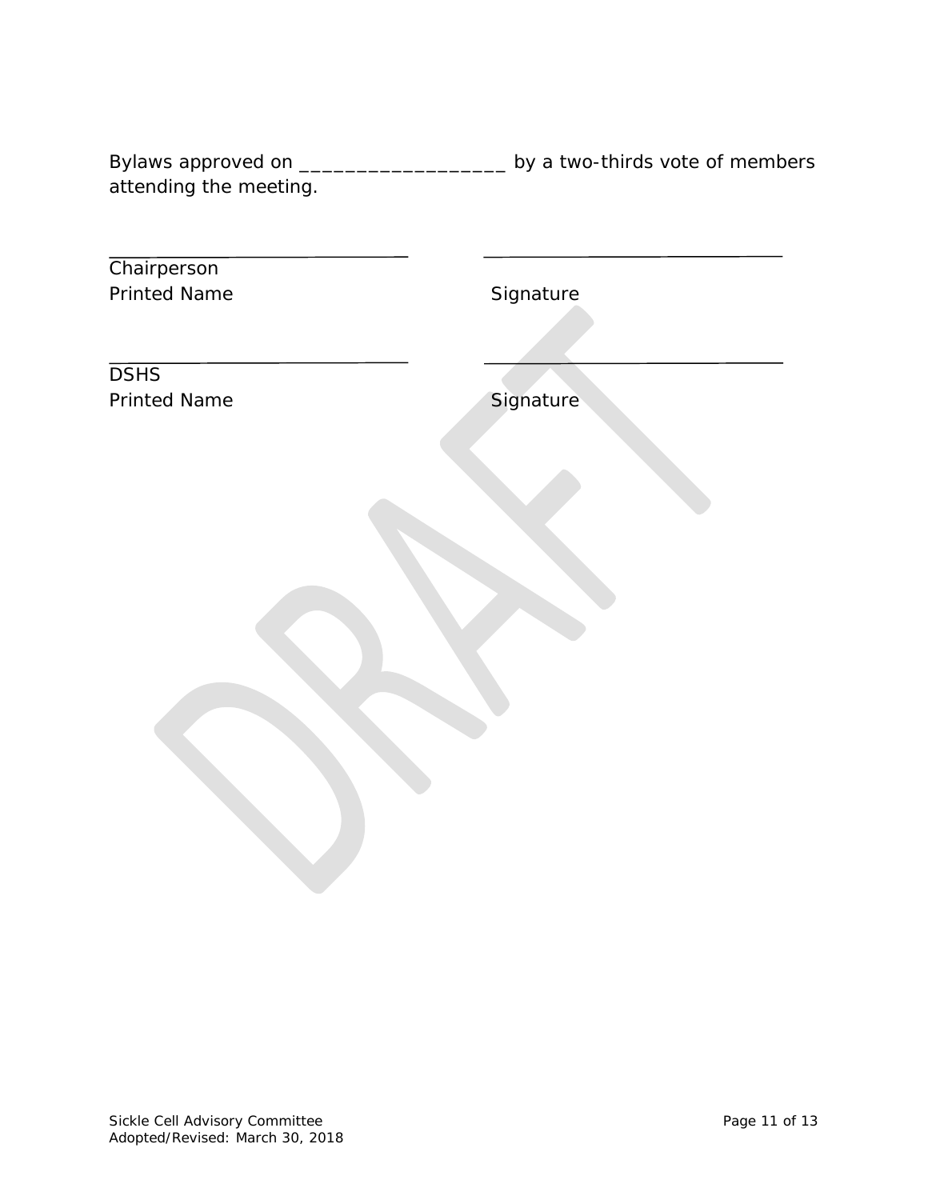Bylaws approved on __________________ by a two-thirds vote of members attending the meeting.

| ______________________________ | ______________________________ |
|---|---|
| Chairperson<br>Printed Name | Signature |
| ______________________________ | ______________________________ |
| DSHS<br>Printed Name | Signature |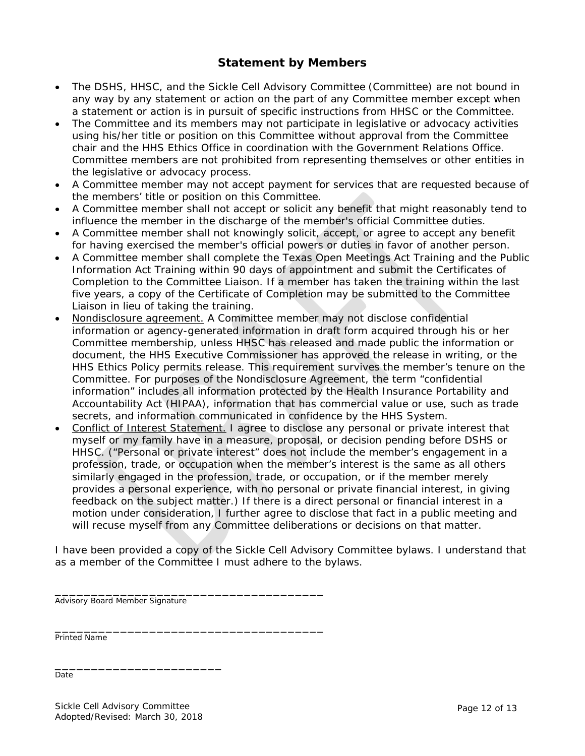## Statement by Members

- The DSHS, HHSC, and the Sickle Cell Advisory Committee (Committee) are not bound in any way by any statement or action on the part of any Committee member except when a statement or action is in pursuit of specific instructions from HHSC or the Committee.
- The Committee and its members may not participate in legislative or advocacy activities using his/her title or position on this Committee without approval from the Committee chair and the HHS Ethics Office in coordination with the Government Relations Office. Committee members are not prohibited from representing themselves or other entities in the legislative or advocacy process.
- A Committee member may not accept payment for services that are requested because of the members' title or position on this Committee.
- A Committee member shall not accept or solicit any benefit that might reasonably tend to influence the member in the discharge of the member's official Committee duties.
- A Committee member shall not knowingly solicit, accept, or agree to accept any benefit for having exercised the member's official powers or duties in favor of another person.
- A Committee member shall complete the Texas Open Meetings Act Training and the Public Information Act Training within 90 days of appointment and submit the Certificates of Completion to the Committee Liaison. If a member has taken the training within the last five years, a copy of the Certificate of Completion may be submitted to the Committee Liaison in lieu of taking the training.
- <u>Nondisclosure agreement.</u> A Committee member may not disclose confidential information or agency-generated information in draft form acquired through his or her Committee membership, unless HHSC has released and made public the information or document, the HHS Executive Commissioner has approved the release in writing, or the HHS Ethics Policy permits release. This requirement survives the member's tenure on the Committee. For purposes of the Nondisclosure Agreement, the term "confidential information" includes all information protected by the Health Insurance Portability and Accountability Act (HIPAA), information that has commercial value or use, such as trade secrets, and information communicated in confidence by the HHS System.
- <u>Conflict of Interest Statement.</u> I agree to disclose any personal or private interest that myself or my family have in a measure, proposal, or decision pending before DSHS or HHSC. ("Personal or private interest" does not include the member's engagement in a profession, trade, or occupation when the member's interest is the same as all others similarly engaged in the profession, trade, or occupation, or if the member merely provides a personal experience, with no personal or private financial interest, in giving feedback on the subject matter.) If there is a direct personal or financial interest in a motion under consideration, I further agree to disclose that fact in a public meeting and will recuse myself from any Committee deliberations or decisions on that matter.

I have been provided a copy of the Sickle Cell Advisory Committee bylaws. I understand that as a member of the Committee I must adhere to the bylaws.

_______________________________________
Advisory Board Member Signature

_______________________________________
Printed Name

________________________
Date

Sickle Cell Advisory Committee
Adopted/Revised: March 30, 2018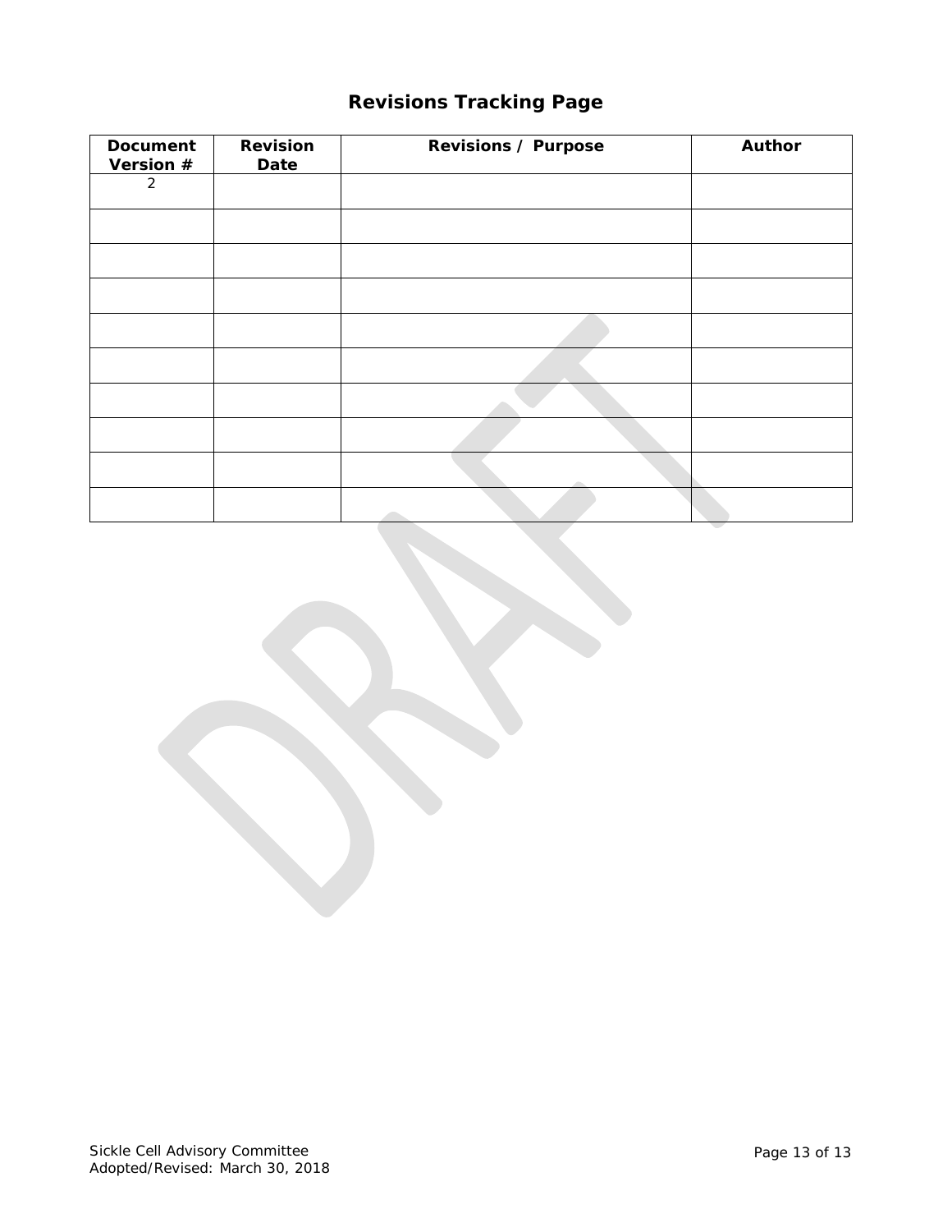# Revisions Tracking Page

| Document Version # | Revision Date | Revisions / Purpose | Author |
|---|---|---|---|
| 2 | | | |
| | | | |
| | | | |
| | | | |
| | | | |
| | | | |
| | | | |
| | | | |
| | | | |
| | | | |